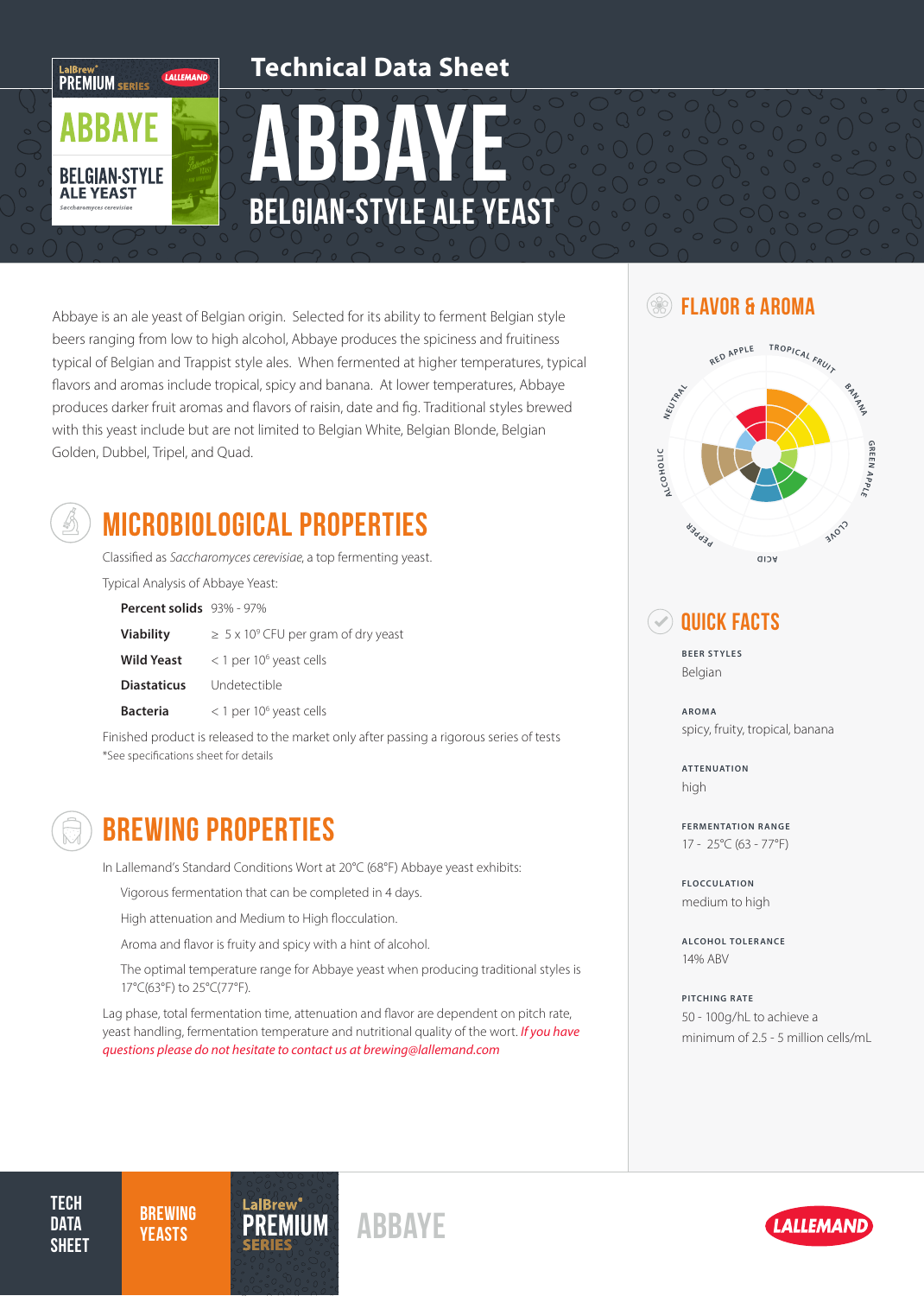# Technical Data Sheet

# ABBAYE

## BELGIAN-STYLE ALE YEAST

Abbaye is an ale yeast of Belgian origin. Selected for its ability to ferment Belgian style beers ranging from low to high alcohol, Abbaye produces the spiciness and fruitiness typical of Belgian and Trappist style ales. When fermented at higher temperatures, typical flavors and aromas include tropical, spicy and banana. At lower temperatures, Abbaye produces darker fruit aromas and flavors of raisin, date and fig. Traditional styles brewed with this yeast include but are not limited to Belgian White, Belgian Blonde, Belgian Golden, Dubbel, Tripel, and Quad.

## MICROBIOLOGICAL PROPERTIES

Classified as *Saccharomyces cerevisiae*, a top fermenting yeast.

Typical Analysis of Abbaye Yeast:

| | |
|---|---|
| **Percent solids** | 93% - 97% |
| **Viability** | ≥ 5 x $10^9$ CFU per gram of dry yeast |
| **Wild Yeast** | < 1 per $10^6$ yeast cells |
| **Diastaticus** | Undetectible |
| **Bacteria** | < 1 per $10^6$ yeast cells |

Finished product is released to the market only after passing a rigorous series of tests
*See specifications sheet for details

## BREWING PROPERTIES

In Lallemand's Standard Conditions Wort at 20°C (68°F) Abbaye yeast exhibits:

- Vigorous fermentation that can be completed in 4 days.
- High attenuation and Medium to High flocculation.
- Aroma and flavor is fruity and spicy with a hint of alcohol.
- The optimal temperature range for Abbaye yeast when producing traditional styles is 17°C(63°F) to 25°C(77°F).

Lag phase, total fermentation time, attenuation and flavor are dependent on pitch rate, yeast handling, fermentation temperature and nutritional quality of the wort. *If you have questions please do not hesitate to contact us at brewing@lallemand.com*

## FLAVOR & AROMA

Red Apple, Tropical Fruit, Banana, Green Apple, Clove, Acid, Pepper, Alcoholic, Neutral

## QUICK FACTS

**BEER STYLES**
Belgian

**AROMA**
spicy, fruity, tropical, banana

**ATTENUATION**
high

**FERMENTATION RANGE**
17 - 25°C (63 - 77°F)

**FLOCCULATION**
medium to high

**ALCOHOL TOLERANCE**
14% ABV

**PITCHING RATE**
50 - 100g/hL to achieve a minimum of 2.5 - 5 million cells/mL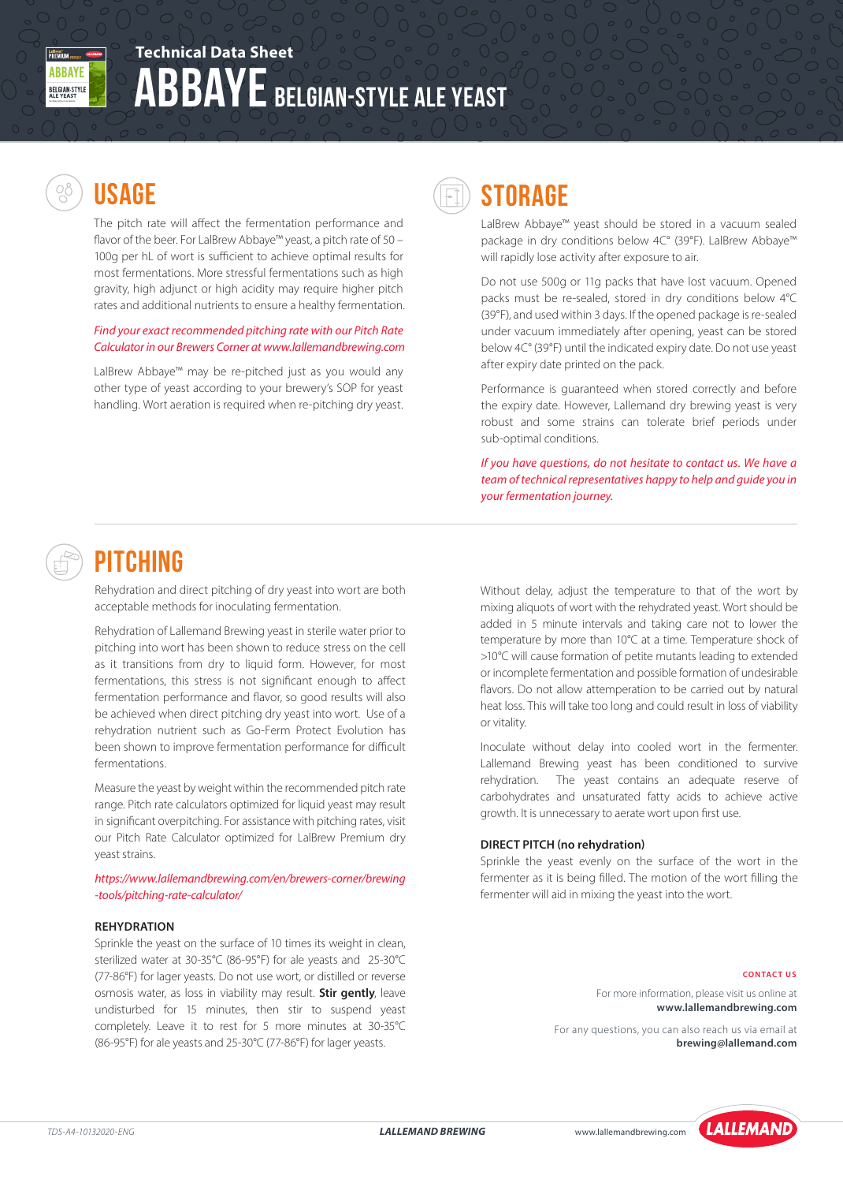Technical Data Sheet

# ABBAYE BELGIAN-STYLE ALE YEAST

## USAGE

The pitch rate will affect the fermentation performance and flavor of the beer. For LalBrew Abbaye™ yeast, a pitch rate of 50 – 100g per hL of wort is sufficient to achieve optimal results for most fermentations. More stressful fermentations such as high gravity, high adjunct or high acidity may require higher pitch rates and additional nutrients to ensure a healthy fermentation.

*Find your exact recommended pitching rate with our Pitch Rate Calculator in our Brewers Corner at www.lallemandbrewing.com*

LalBrew Abbaye™ may be re-pitched just as you would any other type of yeast according to your brewery's SOP for yeast handling. Wort aeration is required when re-pitching dry yeast.

## STORAGE

LalBrew Abbaye™ yeast should be stored in a vacuum sealed package in dry conditions below 4C° (39°F). LalBrew Abbaye™ will rapidly lose activity after exposure to air.

Do not use 500g or 11g packs that have lost vacuum. Opened packs must be re-sealed, stored in dry conditions below 4°C (39°F), and used within 3 days. If the opened package is re-sealed under vacuum immediately after opening, yeast can be stored below 4C° (39°F) until the indicated expiry date. Do not use yeast after expiry date printed on the pack.

Performance is guaranteed when stored correctly and before the expiry date. However, Lallemand dry brewing yeast is very robust and some strains can tolerate brief periods under sub-optimal conditions.

*If you have questions, do not hesitate to contact us. We have a team of technical representatives happy to help and guide you in your fermentation journey.*

## PITCHING

Rehydration and direct pitching of dry yeast into wort are both acceptable methods for inoculating fermentation.

Rehydration of Lallemand Brewing yeast in sterile water prior to pitching into wort has been shown to reduce stress on the cell as it transitions from dry to liquid form. However, for most fermentations, this stress is not significant enough to affect fermentation performance and flavor, so good results will also be achieved when direct pitching dry yeast into wort. Use of a rehydration nutrient such as Go-Ferm Protect Evolution has been shown to improve fermentation performance for difficult fermentations.

Measure the yeast by weight within the recommended pitch rate range. Pitch rate calculators optimized for liquid yeast may result in significant overpitching. For assistance with pitching rates, visit our Pitch Rate Calculator optimized for LalBrew Premium dry yeast strains.

*https://www.lallemandbrewing.com/en/brewers-corner/brewing-tools/pitching-rate-calculator/*

### REHYDRATION

Sprinkle the yeast on the surface of 10 times its weight in clean, sterilized water at 30-35°C (86-95°F) for ale yeasts and 25-30°C (77-86°F) for lager yeasts. Do not use wort, or distilled or reverse osmosis water, as loss in viability may result. **Stir gently**, leave undisturbed for 15 minutes, then stir to suspend yeast completely. Leave it to rest for 5 more minutes at 30-35°C (86-95°F) for ale yeasts and 25-30°C (77-86°F) for lager yeasts.

Without delay, adjust the temperature to that of the wort by mixing aliquots of wort with the rehydrated yeast. Wort should be added in 5 minute intervals and taking care not to lower the temperature by more than 10°C at a time. Temperature shock of >10°C will cause formation of petite mutants leading to extended or incomplete fermentation and possible formation of undesirable flavors. Do not allow attemperation to be carried out by natural heat loss. This will take too long and could result in loss of viability or vitality.

Inoculate without delay into cooled wort in the fermenter. Lallemand Brewing yeast has been conditioned to survive rehydration. The yeast contains an adequate reserve of carbohydrates and unsaturated fatty acids to achieve active growth. It is unnecessary to aerate wort upon first use.

### DIRECT PITCH (no rehydration)

Sprinkle the yeast evenly on the surface of the wort in the fermenter as it is being filled. The motion of the wort filling the fermenter will aid in mixing the yeast into the wort.

**CONTACT US**

For more information, please visit us online at **www.lallemandbrewing.com**

For any questions, you can also reach us via email at **brewing@lallemand.com**

TDS-A4-10132020-ENG